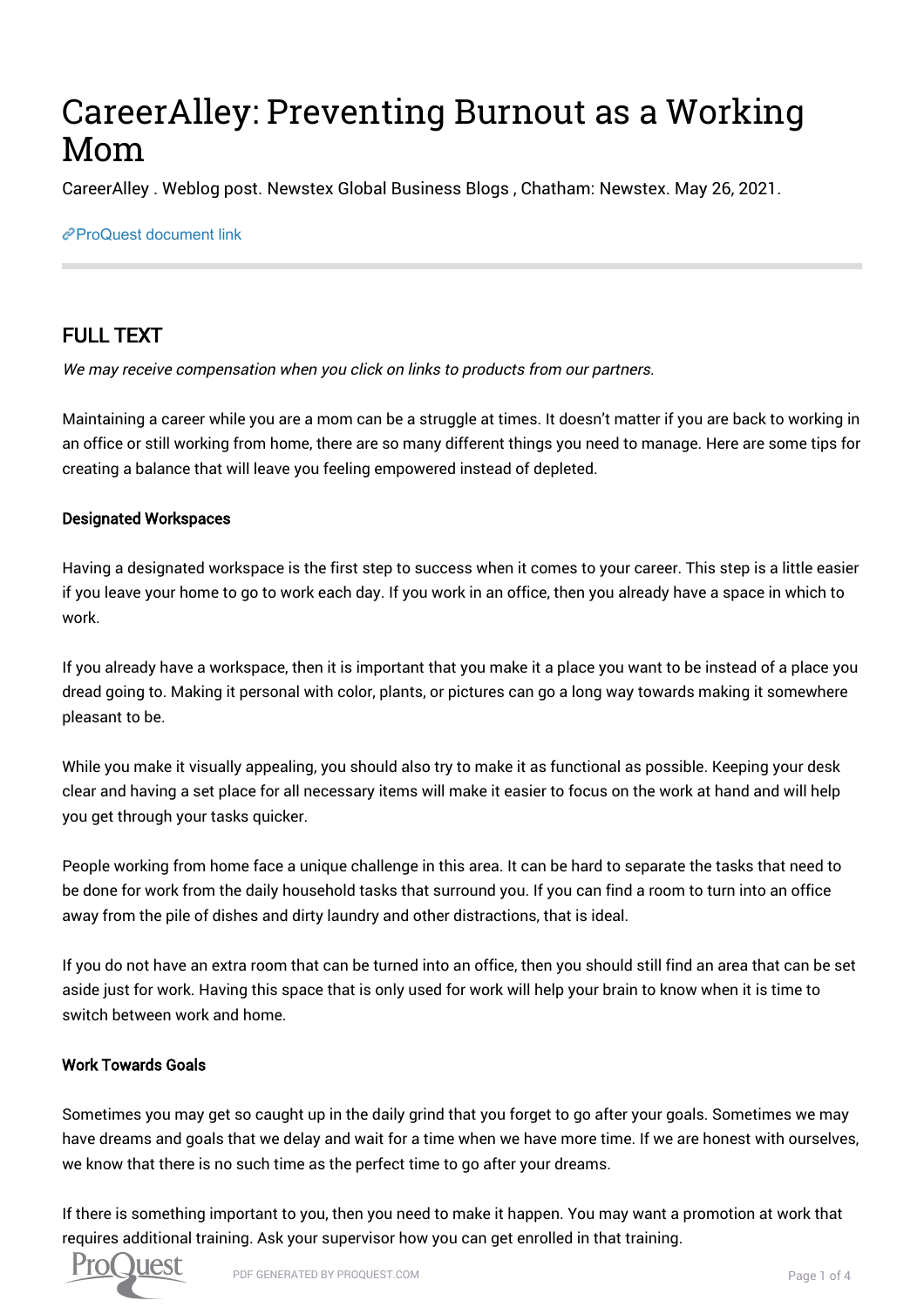# CareerAlley: Preventing Burnout as a Working Mom

CareerAlley . Weblog post. Newstex Global Business Blogs , Chatham: Newstex. May 26, 2021.

ProQuest document link

## FULL TEXT

*We may receive compensation when you click on links to products from our partners.*

Maintaining a career while you are a mom can be a struggle at times. It doesn't matter if you are back to working in an office or still working from home, there are so many different things you need to manage. Here are some tips for creating a balance that will leave you feeling empowered instead of depleted.

**Designated Workspaces**

Having a designated workspace is the first step to success when it comes to your career. This step is a little easier if you leave your home to go to work each day. If you work in an office, then you already have a space in which to work.

If you already have a workspace, then it is important that you make it a place you want to be instead of a place you dread going to. Making it personal with color, plants, or pictures can go a long way towards making it somewhere pleasant to be.

While you make it visually appealing, you should also try to make it as functional as possible. Keeping your desk clear and having a set place for all necessary items will make it easier to focus on the work at hand and will help you get through your tasks quicker.

People working from home face a unique challenge in this area. It can be hard to separate the tasks that need to be done for work from the daily household tasks that surround you. If you can find a room to turn into an office away from the pile of dishes and dirty laundry and other distractions, that is ideal.

If you do not have an extra room that can be turned into an office, then you should still find an area that can be set aside just for work. Having this space that is only used for work will help your brain to know when it is time to switch between work and home.

**Work Towards Goals**

Sometimes you may get so caught up in the daily grind that you forget to go after your goals. Sometimes we may have dreams and goals that we delay and wait for a time when we have more time. If we are honest with ourselves, we know that there is no such time as the perfect time to go after your dreams.

If there is something important to you, then you need to make it happen. You may want a promotion at work that requires additional training. Ask your supervisor how you can get enrolled in that training.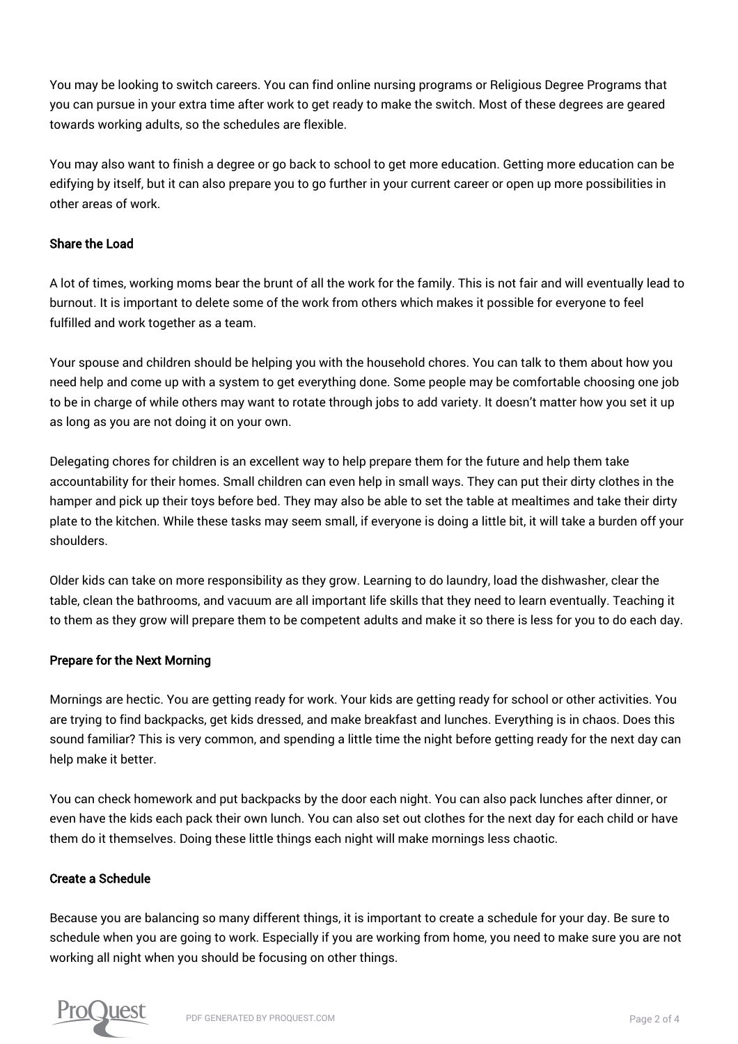You may be looking to switch careers. You can find online nursing programs or Religious Degree Programs that you can pursue in your extra time after work to get ready to make the switch. Most of these degrees are geared towards working adults, so the schedules are flexible.

You may also want to finish a degree or go back to school to get more education. Getting more education can be edifying by itself, but it can also prepare you to go further in your current career or open up more possibilities in other areas of work.

## Share the Load

A lot of times, working moms bear the brunt of all the work for the family. This is not fair and will eventually lead to burnout. It is important to delete some of the work from others which makes it possible for everyone to feel fulfilled and work together as a team.

Your spouse and children should be helping you with the household chores. You can talk to them about how you need help and come up with a system to get everything done. Some people may be comfortable choosing one job to be in charge of while others may want to rotate through jobs to add variety. It doesn't matter how you set it up as long as you are not doing it on your own.

Delegating chores for children is an excellent way to help prepare them for the future and help them take accountability for their homes. Small children can even help in small ways. They can put their dirty clothes in the hamper and pick up their toys before bed. They may also be able to set the table at mealtimes and take their dirty plate to the kitchen. While these tasks may seem small, if everyone is doing a little bit, it will take a burden off your shoulders.

Older kids can take on more responsibility as they grow. Learning to do laundry, load the dishwasher, clear the table, clean the bathrooms, and vacuum are all important life skills that they need to learn eventually. Teaching it to them as they grow will prepare them to be competent adults and make it so there is less for you to do each day.

## Prepare for the Next Morning

Mornings are hectic. You are getting ready for work. Your kids are getting ready for school or other activities. You are trying to find backpacks, get kids dressed, and make breakfast and lunches. Everything is in chaos. Does this sound familiar? This is very common, and spending a little time the night before getting ready for the next day can help make it better.

You can check homework and put backpacks by the door each night. You can also pack lunches after dinner, or even have the kids each pack their own lunch. You can also set out clothes for the next day for each child or have them do it themselves. Doing these little things each night will make mornings less chaotic.

## Create a Schedule

Because you are balancing so many different things, it is important to create a schedule for your day. Be sure to schedule when you are going to work. Especially if you are working from home, you need to make sure you are not working all night when you should be focusing on other things.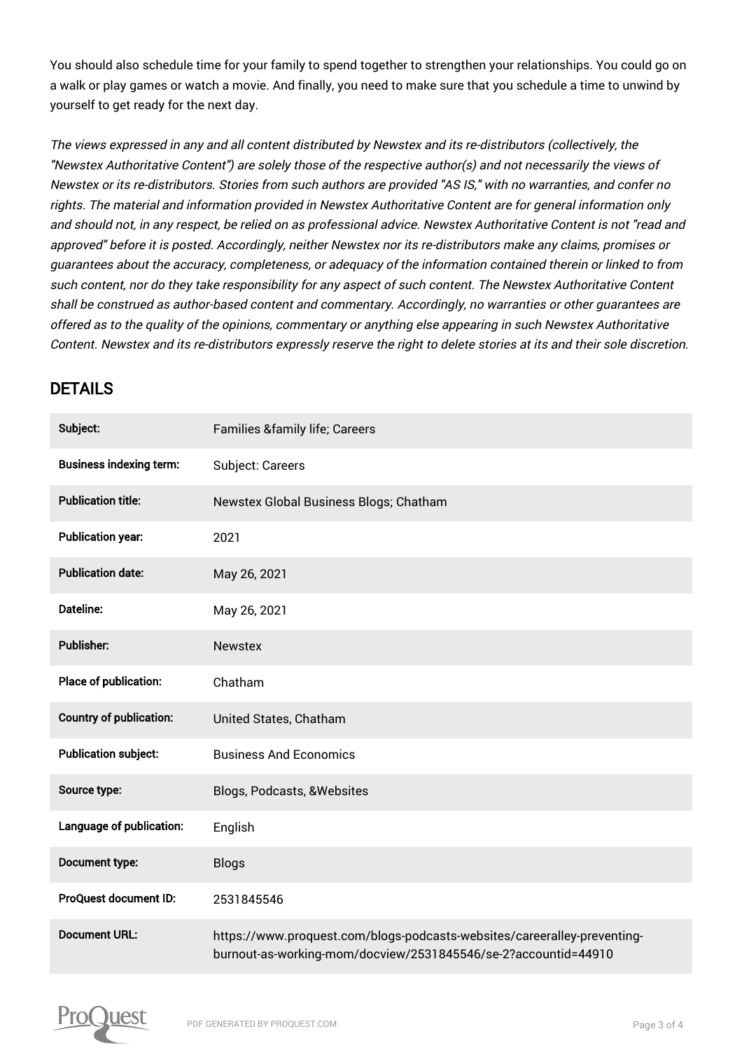You should also schedule time for your family to spend together to strengthen your relationships. You could go on a walk or play games or watch a movie. And finally, you need to make sure that you schedule a time to unwind by yourself to get ready for the next day.

*The views expressed in any and all content distributed by Newstex and its re-distributors (collectively, the "Newstex Authoritative Content") are solely those of the respective author(s) and not necessarily the views of Newstex or its re-distributors. Stories from such authors are provided "AS IS," with no warranties, and confer no rights. The material and information provided in Newstex Authoritative Content are for general information only and should not, in any respect, be relied on as professional advice. Newstex Authoritative Content is not "read and approved" before it is posted. Accordingly, neither Newstex nor its re-distributors make any claims, promises or guarantees about the accuracy, completeness, or adequacy of the information contained therein or linked to from such content, nor do they take responsibility for any aspect of such content. The Newstex Authoritative Content shall be construed as author-based content and commentary. Accordingly, no warranties or other guarantees are offered as to the quality of the opinions, commentary or anything else appearing in such Newstex Authoritative Content. Newstex and its re-distributors expressly reserve the right to delete stories at its and their sole discretion.*

## DETAILS

| | |
|---|---|
| **Subject:** | Families &family life; Careers |
| **Business indexing term:** | Subject: Careers |
| **Publication title:** | Newstex Global Business Blogs; Chatham |
| **Publication year:** | 2021 |
| **Publication date:** | May 26, 2021 |
| **Dateline:** | May 26, 2021 |
| **Publisher:** | Newstex |
| **Place of publication:** | Chatham |
| **Country of publication:** | United States, Chatham |
| **Publication subject:** | Business And Economics |
| **Source type:** | Blogs, Podcasts, &Websites |
| **Language of publication:** | English |
| **Document type:** | Blogs |
| **ProQuest document ID:** | 2531845546 |
| **Document URL:** | https://www.proquest.com/blogs-podcasts-websites/careeralley-preventing-burnout-as-working-mom/docview/2531845546/se-2?accountid=44910 |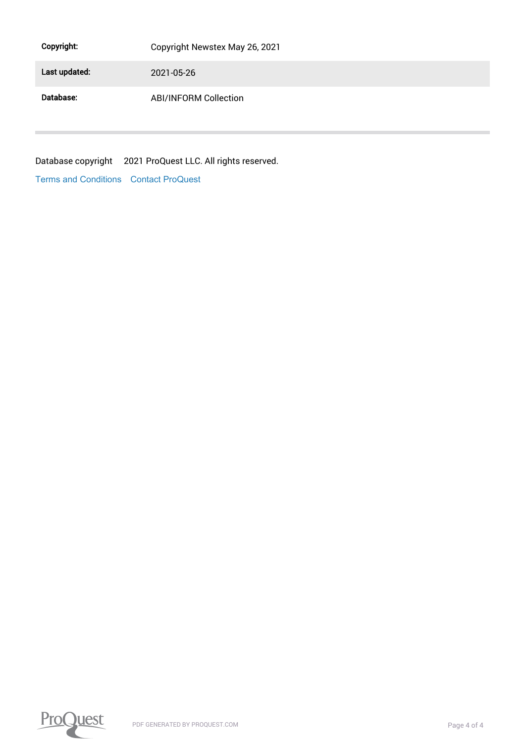| | |
|---|---|
| **Copyright:** | Copyright Newstex May 26, 2021 |
| **Last updated:** | 2021-05-26 |
| **Database:** | ABI/INFORM Collection |

Database copyright 2021 ProQuest LLC. All rights reserved.

Terms and Conditions Contact ProQuest